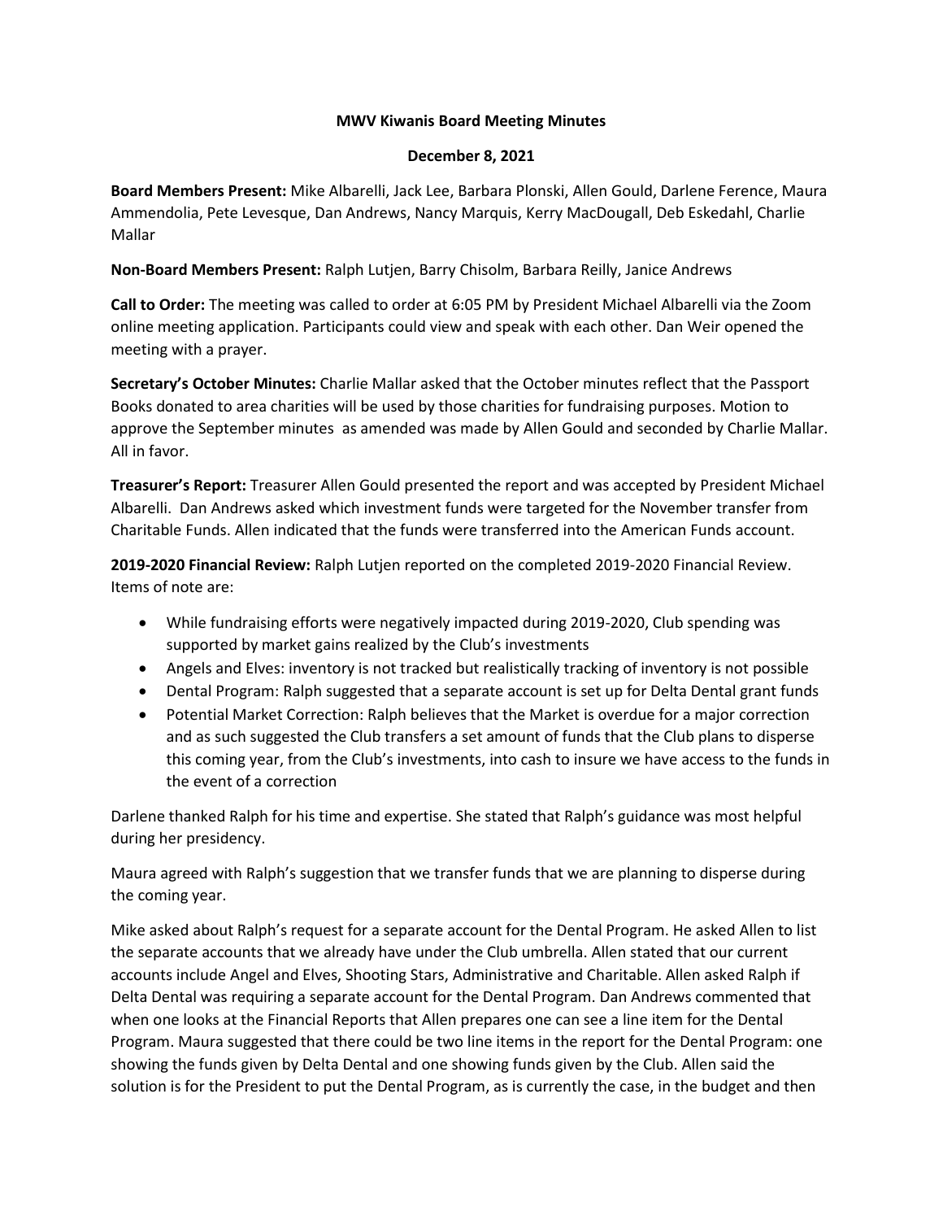**MWV Kiwanis Board Meeting Minutes**

**December 8, 2021**

**Board Members Present:** Mike Albarelli, Jack Lee, Barbara Plonski, Allen Gould, Darlene Ference, Maura Ammendolia, Pete Levesque, Dan Andrews, Nancy Marquis, Kerry MacDougall, Deb Eskedahl, Charlie Mallar

**Non-Board Members Present:** Ralph Lutjen, Barry Chisolm, Barbara Reilly, Janice Andrews

**Call to Order:** The meeting was called to order at 6:05 PM by President Michael Albarelli via the Zoom online meeting application. Participants could view and speak with each other. Dan Weir opened the meeting with a prayer.

**Secretary's October Minutes:** Charlie Mallar asked that the October minutes reflect that the Passport Books donated to area charities will be used by those charities for fundraising purposes. Motion to approve the September minutes as amended was made by Allen Gould and seconded by Charlie Mallar. All in favor.

**Treasurer's Report:** Treasurer Allen Gould presented the report and was accepted by President Michael Albarelli. Dan Andrews asked which investment funds were targeted for the November transfer from Charitable Funds. Allen indicated that the funds were transferred into the American Funds account.

**2019-2020 Financial Review:** Ralph Lutjen reported on the completed 2019-2020 Financial Review. Items of note are:

- While fundraising efforts were negatively impacted during 2019-2020, Club spending was supported by market gains realized by the Club's investments
- Angels and Elves: inventory is not tracked but realistically tracking of inventory is not possible
- Dental Program: Ralph suggested that a separate account is set up for Delta Dental grant funds
- Potential Market Correction: Ralph believes that the Market is overdue for a major correction and as such suggested the Club transfers a set amount of funds that the Club plans to disperse this coming year, from the Club's investments, into cash to insure we have access to the funds in the event of a correction

Darlene thanked Ralph for his time and expertise. She stated that Ralph's guidance was most helpful during her presidency.

Maura agreed with Ralph's suggestion that we transfer funds that we are planning to disperse during the coming year.

Mike asked about Ralph's request for a separate account for the Dental Program. He asked Allen to list the separate accounts that we already have under the Club umbrella. Allen stated that our current accounts include Angel and Elves, Shooting Stars, Administrative and Charitable. Allen asked Ralph if Delta Dental was requiring a separate account for the Dental Program. Dan Andrews commented that when one looks at the Financial Reports that Allen prepares one can see a line item for the Dental Program. Maura suggested that there could be two line items in the report for the Dental Program: one showing the funds given by Delta Dental and one showing funds given by the Club. Allen said the solution is for the President to put the Dental Program, as is currently the case, in the budget and then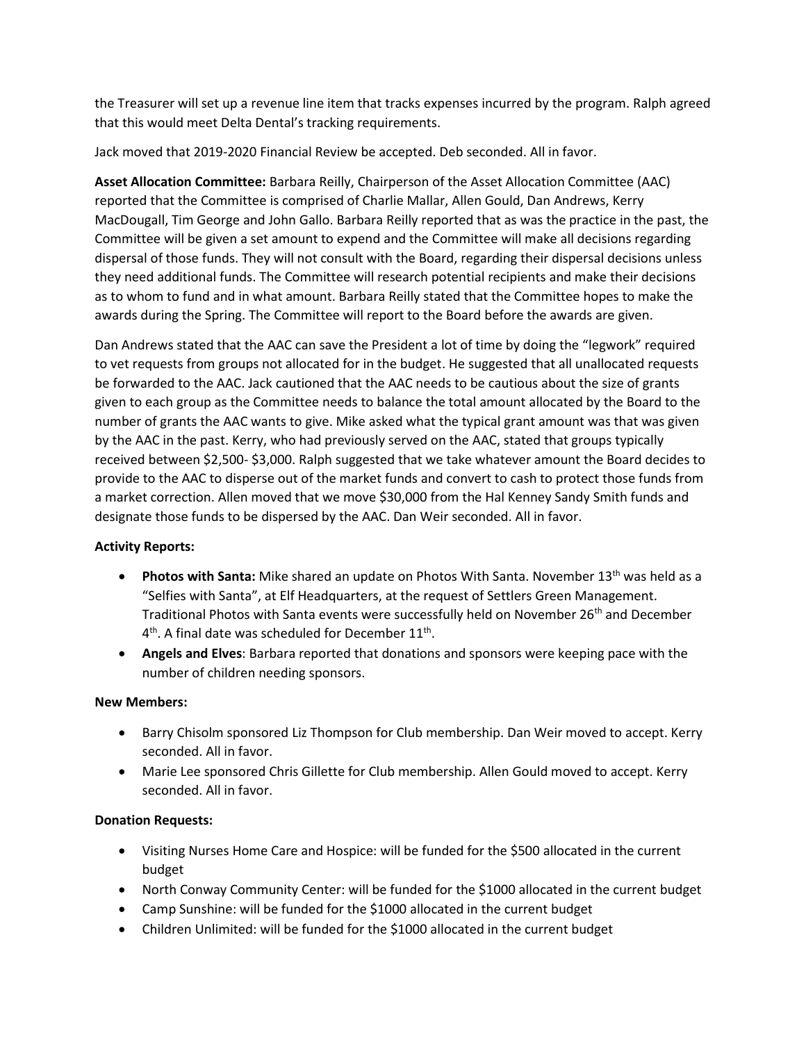the Treasurer will set up a revenue line item that tracks expenses incurred by the program. Ralph agreed that this would meet Delta Dental's tracking requirements.

Jack moved that 2019-2020 Financial Review be accepted. Deb seconded. All in favor.

**Asset Allocation Committee:** Barbara Reilly, Chairperson of the Asset Allocation Committee (AAC) reported that the Committee is comprised of Charlie Mallar, Allen Gould, Dan Andrews, Kerry MacDougall, Tim George and John Gallo. Barbara Reilly reported that as was the practice in the past, the Committee will be given a set amount to expend and the Committee will make all decisions regarding dispersal of those funds. They will not consult with the Board, regarding their dispersal decisions unless they need additional funds. The Committee will research potential recipients and make their decisions as to whom to fund and in what amount. Barbara Reilly stated that the Committee hopes to make the awards during the Spring. The Committee will report to the Board before the awards are given.

Dan Andrews stated that the AAC can save the President a lot of time by doing the "legwork" required to vet requests from groups not allocated for in the budget. He suggested that all unallocated requests be forwarded to the AAC. Jack cautioned that the AAC needs to be cautious about the size of grants given to each group as the Committee needs to balance the total amount allocated by the Board to the number of grants the AAC wants to give. Mike asked what the typical grant amount was that was given by the AAC in the past. Kerry, who had previously served on the AAC, stated that groups typically received between $2,500- $3,000. Ralph suggested that we take whatever amount the Board decides to provide to the AAC to disperse out of the market funds and convert to cash to protect those funds from a market correction. Allen moved that we move $30,000 from the Hal Kenney Sandy Smith funds and designate those funds to be dispersed by the AAC. Dan Weir seconded. All in favor.

**Activity Reports:**

- **Photos with Santa:** Mike shared an update on Photos With Santa. November 13th was held as a "Selfies with Santa", at Elf Headquarters, at the request of Settlers Green Management. Traditional Photos with Santa events were successfully held on November 26th and December 4th. A final date was scheduled for December 11th.
- **Angels and Elves**: Barbara reported that donations and sponsors were keeping pace with the number of children needing sponsors.

**New Members:**

- Barry Chisolm sponsored Liz Thompson for Club membership. Dan Weir moved to accept. Kerry seconded. All in favor.
- Marie Lee sponsored Chris Gillette for Club membership. Allen Gould moved to accept. Kerry seconded. All in favor.

**Donation Requests:**

- Visiting Nurses Home Care and Hospice: will be funded for the $500 allocated in the current budget
- North Conway Community Center: will be funded for the $1000 allocated in the current budget
- Camp Sunshine: will be funded for the $1000 allocated in the current budget
- Children Unlimited: will be funded for the $1000 allocated in the current budget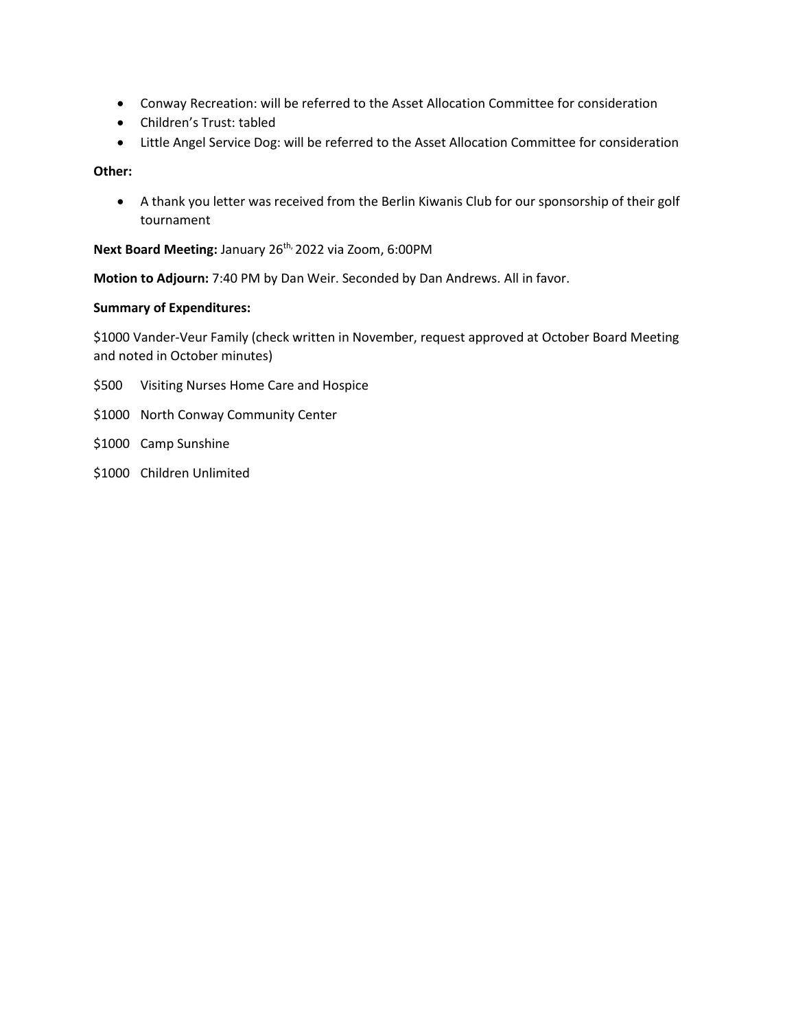- Conway Recreation: will be referred to the Asset Allocation Committee for consideration
- Children's Trust: tabled
- Little Angel Service Dog: will be referred to the Asset Allocation Committee for consideration

**Other:**

- A thank you letter was received from the Berlin Kiwanis Club for our sponsorship of their golf tournament

**Next Board Meeting:** January 26th, 2022 via Zoom, 6:00PM

**Motion to Adjourn:** 7:40 PM by Dan Weir. Seconded by Dan Andrews. All in favor.

**Summary of Expenditures:**

$1000 Vander-Veur Family (check written in November, request approved at October Board Meeting and noted in October minutes)

$500 Visiting Nurses Home Care and Hospice

$1000 North Conway Community Center

$1000 Camp Sunshine

$1000 Children Unlimited